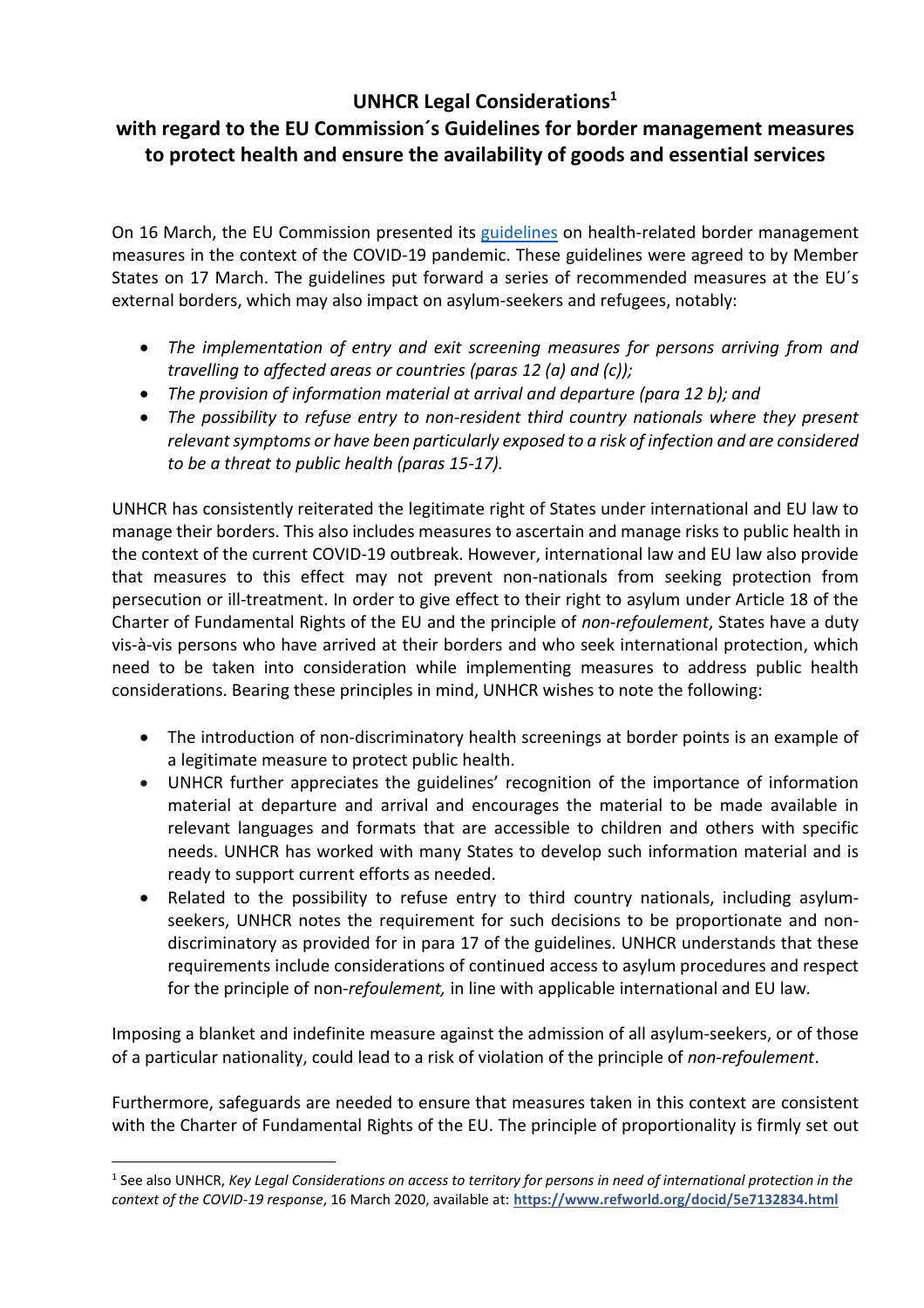# UNHCR Legal Considerations[1]

## with regard to the EU Commission´s Guidelines for border management measures to protect health and ensure the availability of goods and essential services

On 16 March, the EU Commission presented its [guidelines](guidelines) on health-related border management measures in the context of the COVID-19 pandemic. These guidelines were agreed to by Member States on 17 March. The guidelines put forward a series of recommended measures at the EU´s external borders, which may also impact on asylum-seekers and refugees, notably:

- *The implementation of entry and exit screening measures for persons arriving from and travelling to affected areas or countries (paras 12 (a) and (c));*
- *The provision of information material at arrival and departure (para 12 b); and*
- *The possibility to refuse entry to non-resident third country nationals where they present relevant symptoms or have been particularly exposed to a risk of infection and are considered to be a threat to public health (paras 15-17).*

UNHCR has consistently reiterated the legitimate right of States under international and EU law to manage their borders. This also includes measures to ascertain and manage risks to public health in the context of the current COVID-19 outbreak. However, international law and EU law also provide that measures to this effect may not prevent non-nationals from seeking protection from persecution or ill-treatment. In order to give effect to their right to asylum under Article 18 of the Charter of Fundamental Rights of the EU and the principle of *non-refoulement*, States have a duty vis-à-vis persons who have arrived at their borders and who seek international protection, which need to be taken into consideration while implementing measures to address public health considerations. Bearing these principles in mind, UNHCR wishes to note the following:

- The introduction of non-discriminatory health screenings at border points is an example of a legitimate measure to protect public health.
- UNHCR further appreciates the guidelines' recognition of the importance of information material at departure and arrival and encourages the material to be made available in relevant languages and formats that are accessible to children and others with specific needs. UNHCR has worked with many States to develop such information material and is ready to support current efforts as needed.
- Related to the possibility to refuse entry to third country nationals, including asylum-seekers, UNHCR notes the requirement for such decisions to be proportionate and non-discriminatory as provided for in para 17 of the guidelines. UNHCR understands that these requirements include considerations of continued access to asylum procedures and respect for the principle of non-*refoulement,* in line with applicable international and EU law.

Imposing a blanket and indefinite measure against the admission of all asylum-seekers, or of those of a particular nationality, could lead to a risk of violation of the principle of *non-refoulement*.

Furthermore, safeguards are needed to ensure that measures taken in this context are consistent with the Charter of Fundamental Rights of the EU. The principle of proportionality is firmly set out

---

[1] See also UNHCR, *Key Legal Considerations on access to territory for persons in need of international protection in the context of the COVID-19 response*, 16 March 2020, available at: **https://www.refworld.org/docid/5e7132834.html**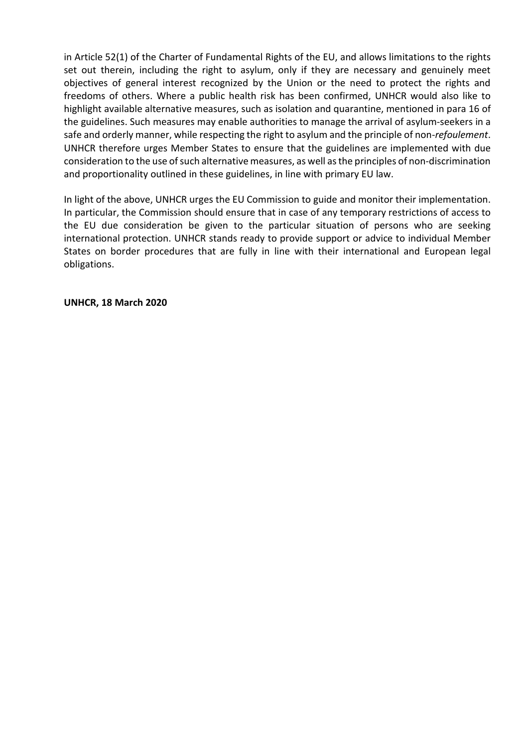in Article 52(1) of the Charter of Fundamental Rights of the EU, and allows limitations to the rights set out therein, including the right to asylum, only if they are necessary and genuinely meet objectives of general interest recognized by the Union or the need to protect the rights and freedoms of others. Where a public health risk has been confirmed, UNHCR would also like to highlight available alternative measures, such as isolation and quarantine, mentioned in para 16 of the guidelines. Such measures may enable authorities to manage the arrival of asylum-seekers in a safe and orderly manner, while respecting the right to asylum and the principle of non-*refoulement*. UNHCR therefore urges Member States to ensure that the guidelines are implemented with due consideration to the use of such alternative measures, as well as the principles of non-discrimination and proportionality outlined in these guidelines, in line with primary EU law.

In light of the above, UNHCR urges the EU Commission to guide and monitor their implementation. In particular, the Commission should ensure that in case of any temporary restrictions of access to the EU due consideration be given to the particular situation of persons who are seeking international protection. UNHCR stands ready to provide support or advice to individual Member States on border procedures that are fully in line with their international and European legal obligations.

**UNHCR, 18 March 2020**